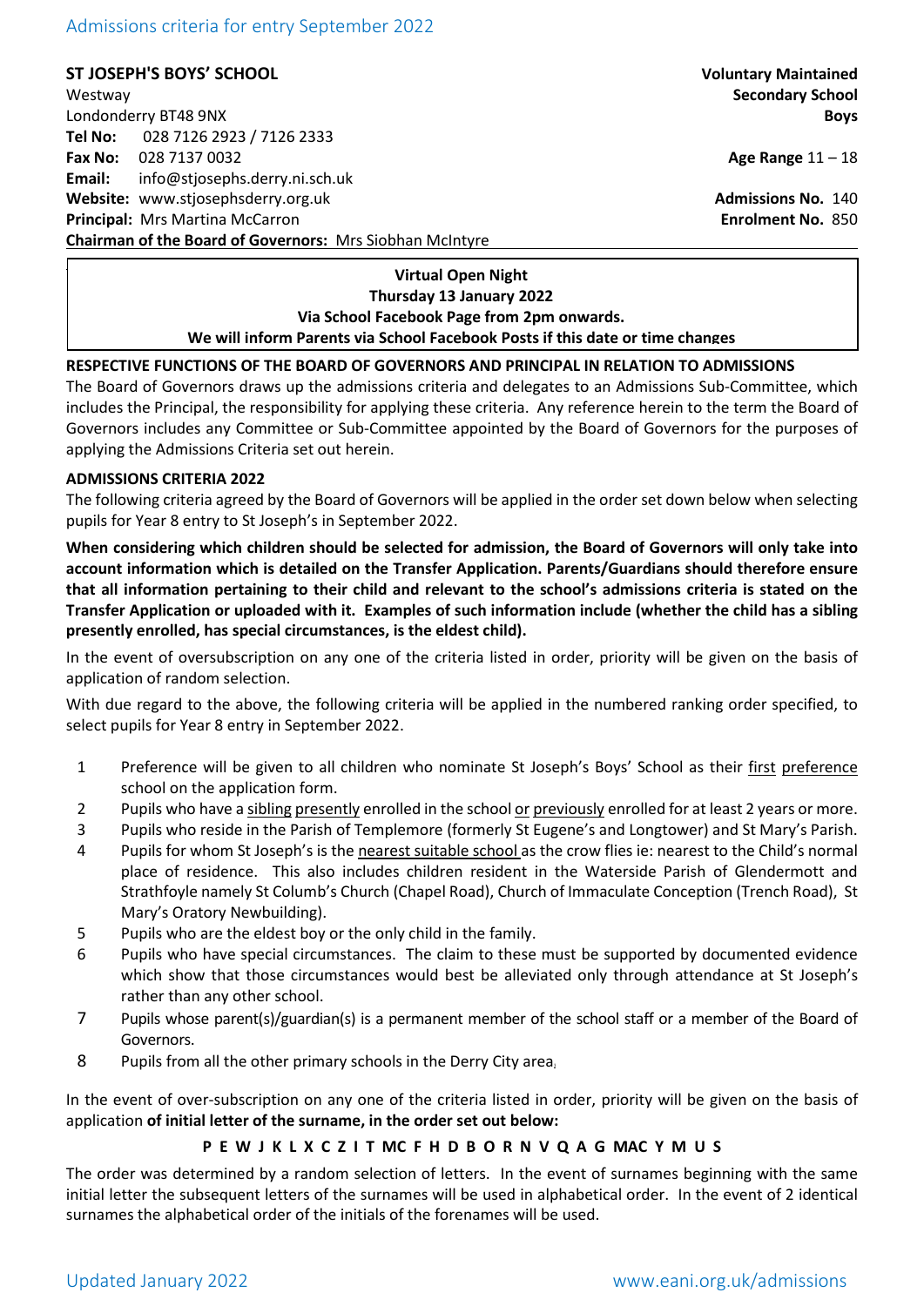Admissions criteria for entry September 2022

**ST JOSEPH'S BOYS' SCHOOL**
Westway
Londonderry BT48 9NX
**Tel No:** 028 7126 2923 / 7126 2333
**Fax No:** 028 7137 0032
**Email:** info@stjosephs.derry.ni.sch.uk
**Website:** www.stjosephsderry.org.uk
**Principal:** Mrs Martina McCarron
**Chairman of the Board of Governors:** Mrs Siobhan McIntyre

**Voluntary Maintained**
**Secondary School**
**Boys**

**Age Range** 11 – 18

**Admissions No.** 140
**Enrolment No.** 850

**Virtual Open Night**
**Thursday 13 January 2022**
**Via School Facebook Page from 2pm onwards.**
**We will inform Parents via School Facebook Posts if this date or time changes**

**RESPECTIVE FUNCTIONS OF THE BOARD OF GOVERNORS AND PRINCIPAL IN RELATION TO ADMISSIONS**

The Board of Governors draws up the admissions criteria and delegates to an Admissions Sub-Committee, which includes the Principal, the responsibility for applying these criteria. Any reference herein to the term the Board of Governors includes any Committee or Sub-Committee appointed by the Board of Governors for the purposes of applying the Admissions Criteria set out herein.

**ADMISSIONS CRITERIA 2022**

The following criteria agreed by the Board of Governors will be applied in the order set down below when selecting pupils for Year 8 entry to St Joseph's in September 2022.

**When considering which children should be selected for admission, the Board of Governors will only take into account information which is detailed on the Transfer Application. Parents/Guardians should therefore ensure that all information pertaining to their child and relevant to the school's admissions criteria is stated on the Transfer Application or uploaded with it. Examples of such information include (whether the child has a sibling presently enrolled, has special circumstances, is the eldest child).**

In the event of oversubscription on any one of the criteria listed in order, priority will be given on the basis of application of random selection.

With due regard to the above, the following criteria will be applied in the numbered ranking order specified, to select pupils for Year 8 entry in September 2022.

1. Preference will be given to all children who nominate St Joseph's Boys' School as their first preference school on the application form.
2. Pupils who have a sibling presently enrolled in the school or previously enrolled for at least 2 years or more.
3. Pupils who reside in the Parish of Templemore (formerly St Eugene's and Longtower) and St Mary's Parish.
4. Pupils for whom St Joseph's is the nearest suitable school as the crow flies ie: nearest to the Child's normal place of residence. This also includes children resident in the Waterside Parish of Glendermott and Strathfoyle namely St Columb's Church (Chapel Road), Church of Immaculate Conception (Trench Road), St Mary's Oratory Newbuilding).
5. Pupils who are the eldest boy or the only child in the family.
6. Pupils who have special circumstances. The claim to these must be supported by documented evidence which show that those circumstances would best be alleviated only through attendance at St Joseph's rather than any other school.
7. Pupils whose parent(s)/guardian(s) is a permanent member of the school staff or a member of the Board of Governors.
8. Pupils from all the other primary schools in the Derry City area.

In the event of over-subscription on any one of the criteria listed in order, priority will be given on the basis of application **of initial letter of the surname, in the order set out below:**

**P E W J K L X C Z I T MC F H D B O R N V Q A G MAC Y M U S**

The order was determined by a random selection of letters. In the event of surnames beginning with the same initial letter the subsequent letters of the surnames will be used in alphabetical order. In the event of 2 identical surnames the alphabetical order of the initials of the forenames will be used.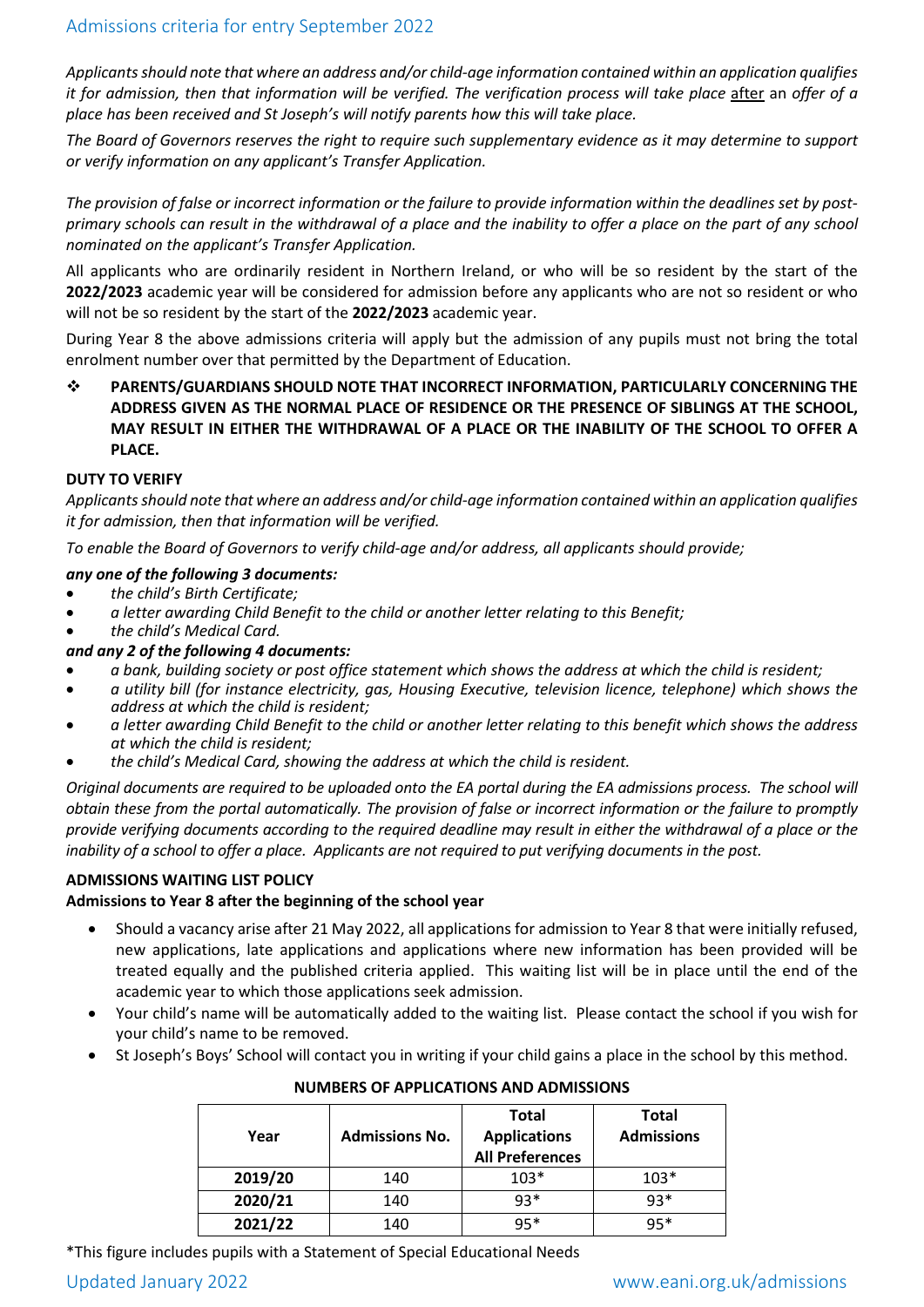## Admissions criteria for entry September 2022

*Applicants should note that where an address and/or child-age information contained within an application qualifies it for admission, then that information will be verified. The verification process will take place* after *an offer of a place has been received and St Joseph's will notify parents how this will take place.*

*The Board of Governors reserves the right to require such supplementary evidence as it may determine to support or verify information on any applicant's Transfer Application.*

*The provision of false or incorrect information or the failure to provide information within the deadlines set by post-primary schools can result in the withdrawal of a place and the inability to offer a place on the part of any school nominated on the applicant's Transfer Application.*

All applicants who are ordinarily resident in Northern Ireland, or who will be so resident by the start of the **2022/2023** academic year will be considered for admission before any applicants who are not so resident or who will not be so resident by the start of the **2022/2023** academic year.

During Year 8 the above admissions criteria will apply but the admission of any pupils must not bring the total enrolment number over that permitted by the Department of Education.

- **PARENTS/GUARDIANS SHOULD NOTE THAT INCORRECT INFORMATION, PARTICULARLY CONCERNING THE ADDRESS GIVEN AS THE NORMAL PLACE OF RESIDENCE OR THE PRESENCE OF SIBLINGS AT THE SCHOOL, MAY RESULT IN EITHER THE WITHDRAWAL OF A PLACE OR THE INABILITY OF THE SCHOOL TO OFFER A PLACE.**

**DUTY TO VERIFY**

*Applicants should note that where an address and/or child-age information contained within an application qualifies it for admission, then that information will be verified.*

*To enable the Board of Governors to verify child-age and/or address, all applicants should provide;*

***any one of the following 3 documents:***

- *the child's Birth Certificate;*
- *a letter awarding Child Benefit to the child or another letter relating to this Benefit;*
- *the child's Medical Card.*

***and any 2 of the following 4 documents:***

- *a bank, building society or post office statement which shows the address at which the child is resident;*
- *a utility bill (for instance electricity, gas, Housing Executive, television licence, telephone) which shows the address at which the child is resident;*
- *a letter awarding Child Benefit to the child or another letter relating to this benefit which shows the address at which the child is resident;*
- *the child's Medical Card, showing the address at which the child is resident.*

*Original documents are required to be uploaded onto the EA portal during the EA admissions process. The school will obtain these from the portal automatically. The provision of false or incorrect information or the failure to promptly provide verifying documents according to the required deadline may result in either the withdrawal of a place or the inability of a school to offer a place. Applicants are not required to put verifying documents in the post.*

**ADMISSIONS WAITING LIST POLICY**

**Admissions to Year 8 after the beginning of the school year**

- Should a vacancy arise after 21 May 2022, all applications for admission to Year 8 that were initially refused, new applications, late applications and applications where new information has been provided will be treated equally and the published criteria applied. This waiting list will be in place until the end of the academic year to which those applications seek admission.
- Your child's name will be automatically added to the waiting list. Please contact the school if you wish for your child's name to be removed.
- St Joseph's Boys' School will contact you in writing if your child gains a place in the school by this method.

**NUMBERS OF APPLICATIONS AND ADMISSIONS**

| Year | Admissions No. | Total Applications All Preferences | Total Admissions |
|---|---|---|---|
| **2019/20** | 140 | 103* | 103* |
| **2020/21** | 140 | 93* | 93* |
| **2021/22** | 140 | 95* | 95* |

*This figure includes pupils with a Statement of Special Educational Needs

Updated January 2022 www.eani.org.uk/admissions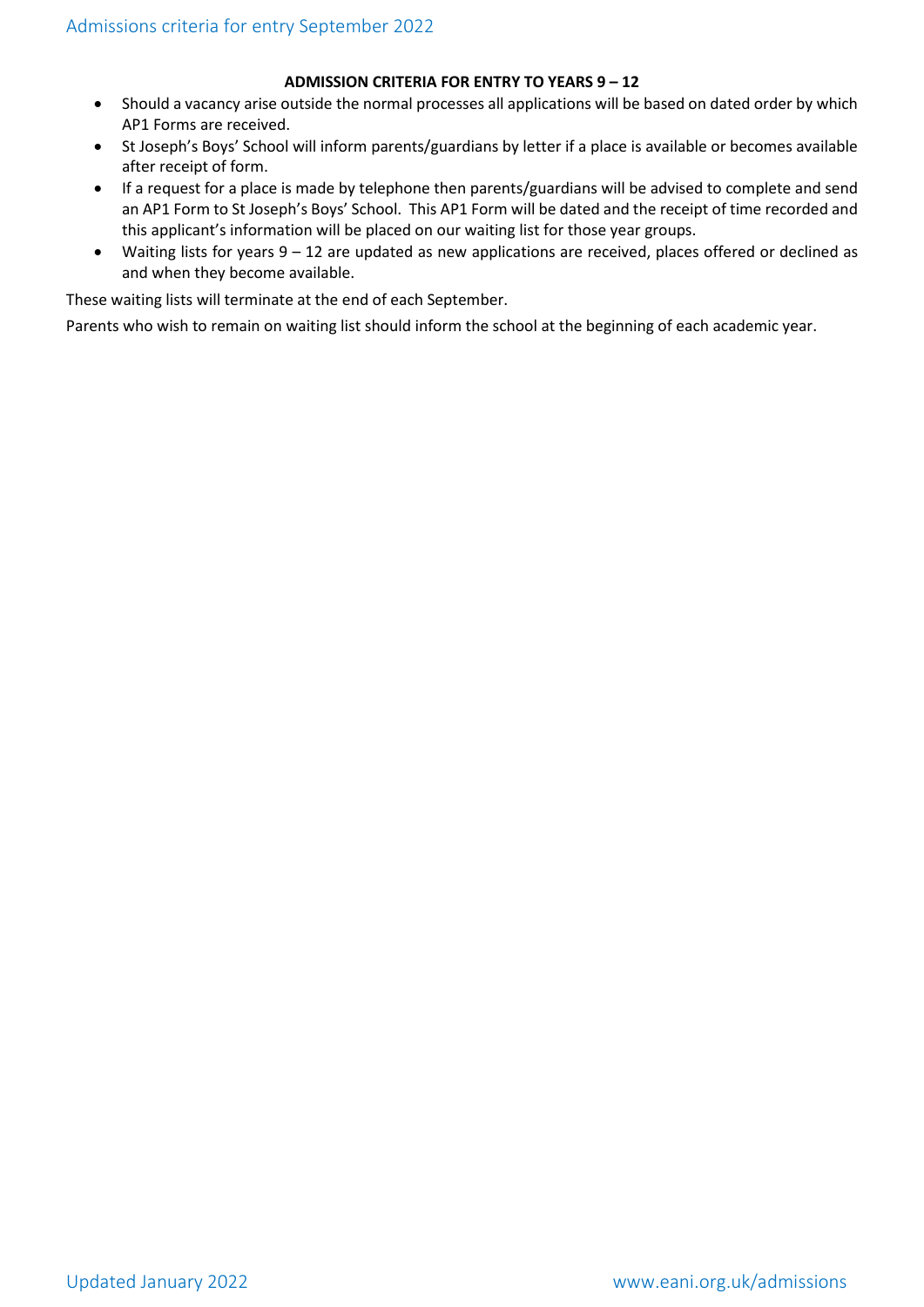**ADMISSION CRITERIA FOR ENTRY TO YEARS 9 – 12**

- Should a vacancy arise outside the normal processes all applications will be based on dated order by which AP1 Forms are received.
- St Joseph's Boys' School will inform parents/guardians by letter if a place is available or becomes available after receipt of form.
- If a request for a place is made by telephone then parents/guardians will be advised to complete and send an AP1 Form to St Joseph's Boys' School. This AP1 Form will be dated and the receipt of time recorded and this applicant's information will be placed on our waiting list for those year groups.
- Waiting lists for years 9 – 12 are updated as new applications are received, places offered or declined as and when they become available.

These waiting lists will terminate at the end of each September.

Parents who wish to remain on waiting list should inform the school at the beginning of each academic year.